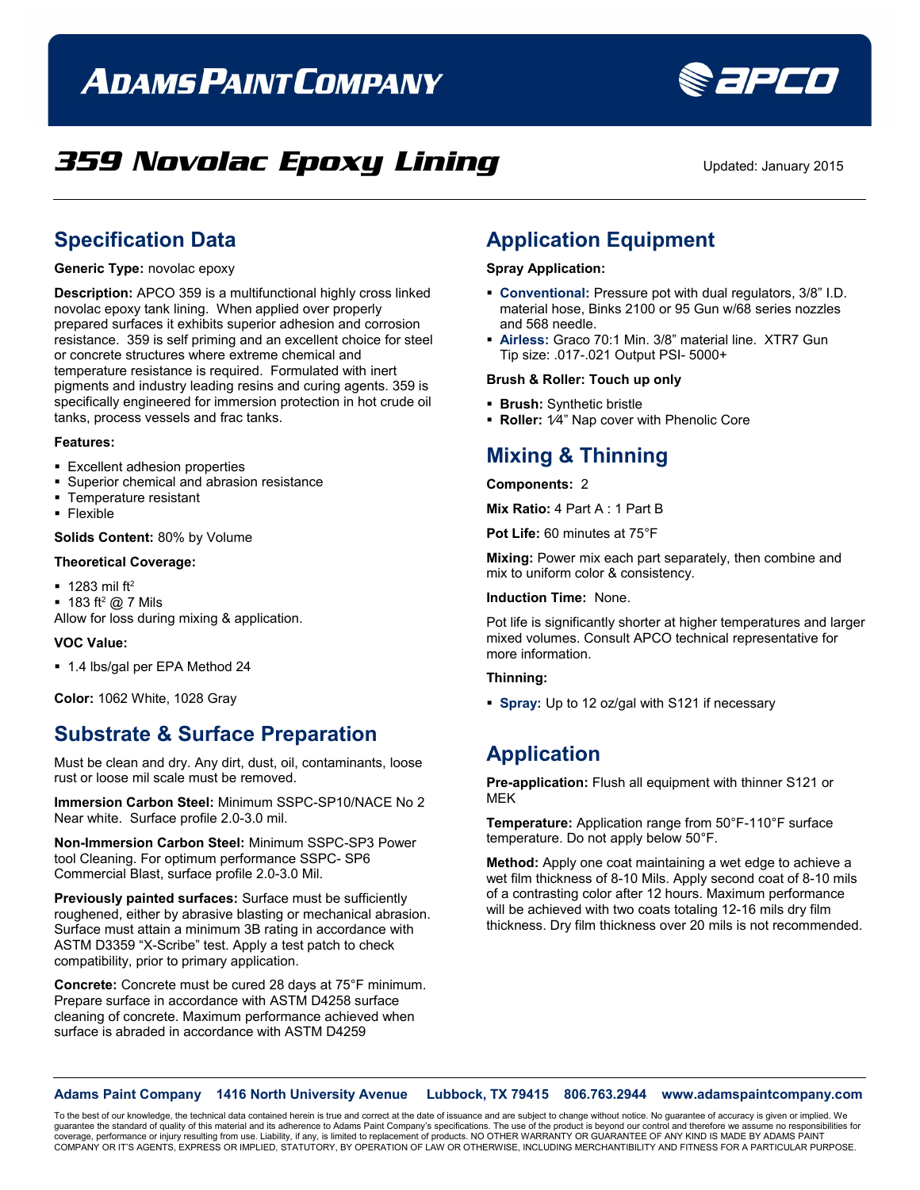# ADAMS PAINT COMPANY

# 359 Novolac Epoxy Lining

Updated: January 2015

## Specification Data

**Generic Type:** novolac epoxy

**Description:** APCO 359 is a multifunctional highly cross linked novolac epoxy tank lining. When applied over properly prepared surfaces it exhibits superior adhesion and corrosion resistance. 359 is self priming and an excellent choice for steel or concrete structures where extreme chemical and temperature resistance is required. Formulated with inert pigments and industry leading resins and curing agents. 359 is specifically engineered for immersion protection in hot crude oil tanks, process vessels and frac tanks.

**Features:**

- Excellent adhesion properties
- Superior chemical and abrasion resistance
- Temperature resistant
- Flexible

**Solids Content:** 80% by Volume

**Theoretical Coverage:**

- 1283 mil $ft^2$
- 183 $ft^2$ @ 7 Mils

Allow for loss during mixing & application.

**VOC Value:**

- 1.4 lbs/gal per EPA Method 24

**Color:** 1062 White, 1028 Gray

## Substrate & Surface Preparation

Must be clean and dry. Any dirt, dust, oil, contaminants, loose rust or loose mil scale must be removed.

**Immersion Carbon Steel:** Minimum SSPC-SP10/NACE No 2 Near white. Surface profile 2.0-3.0 mil.

**Non-Immersion Carbon Steel:** Minimum SSPC-SP3 Power tool Cleaning. For optimum performance SSPC- SP6 Commercial Blast, surface profile 2.0-3.0 Mil.

**Previously painted surfaces:** Surface must be sufficiently roughened, either by abrasive blasting or mechanical abrasion. Surface must attain a minimum 3B rating in accordance with ASTM D3359 "X-Scribe" test. Apply a test patch to check compatibility, prior to primary application.

**Concrete:** Concrete must be cured 28 days at 75°F minimum. Prepare surface in accordance with ASTM D4258 surface cleaning of concrete. Maximum performance achieved when surface is abraded in accordance with ASTM D4259

## Application Equipment

**Spray Application:**

- **Conventional:** Pressure pot with dual regulators, 3/8" I.D. material hose, Binks 2100 or 95 Gun w/68 series nozzles and 568 needle.
- **Airless:** Graco 70:1 Min. 3/8" material line. XTR7 Gun Tip size: .017-.021 Output PSI- 5000+

**Brush & Roller: Touch up only**

- **Brush:** Synthetic bristle
- **Roller:** 1⁄4" Nap cover with Phenolic Core

## Mixing & Thinning

**Components:** 2

**Mix Ratio:** 4 Part A : 1 Part B

**Pot Life:** 60 minutes at 75°F

**Mixing:** Power mix each part separately, then combine and mix to uniform color & consistency.

**Induction Time:** None.

Pot life is significantly shorter at higher temperatures and larger mixed volumes. Consult APCO technical representative for more information.

**Thinning:**

- **Spray:** Up to 12 oz/gal with S121 if necessary

## Application

**Pre-application:** Flush all equipment with thinner S121 or MEK

**Temperature:** Application range from 50°F-110°F surface temperature. Do not apply below 50°F.

**Method:** Apply one coat maintaining a wet edge to achieve a wet film thickness of 8-10 Mils. Apply second coat of 8-10 mils of a contrasting color after 12 hours. Maximum performance will be achieved with two coats totaling 12-16 mils dry film thickness. Dry film thickness over 20 mils is not recommended.

**Adams Paint Company 1416 North University Avenue Lubbock, TX 79415 806.763.2944 www.adamspaintcompany.com**

To the best of our knowledge, the technical data contained herein is true and correct at the date of issuance and are subject to change without notice. No guarantee of accuracy is given or implied. We guarantee the standard of quality of this material and its adherence to Adams Paint Company's specifications. The use of the product is beyond our control and therefore we assume no responsibilities for coverage, performance or injury resulting from use. Liability, if any, is limited to replacement of products. NO OTHER WARRANTY OR GUARANTEE OF ANY KIND IS MADE BY ADAMS PAINT COMPANY OR IT'S AGENTS, EXPRESS OR IMPLIED, STATUTORY, BY OPERATION OF LAW OR OTHERWISE, INCLUDING MERCHANTIBILITY AND FITNESS FOR A PARTICULAR PURPOSE.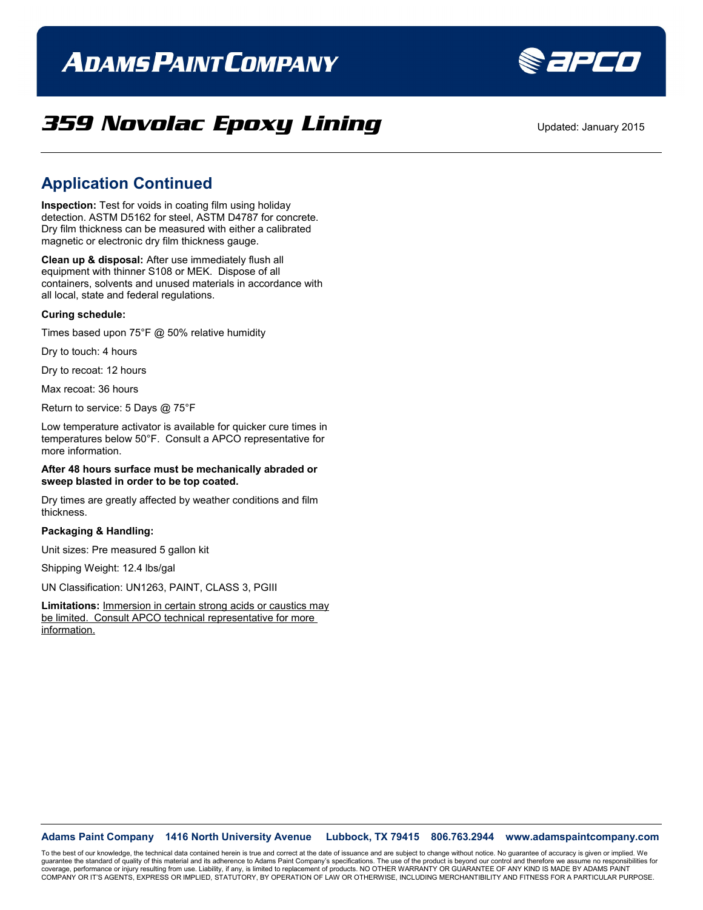# 359 Novolac Epoxy Lining

Updated: January 2015

## Application Continued

**Inspection:** Test for voids in coating film using holiday detection. ASTM D5162 for steel, ASTM D4787 for concrete. Dry film thickness can be measured with either a calibrated magnetic or electronic dry film thickness gauge.

**Clean up & disposal:** After use immediately flush all equipment with thinner S108 or MEK. Dispose of all containers, solvents and unused materials in accordance with all local, state and federal regulations.

**Curing schedule:**

Times based upon 75°F @ 50% relative humidity

Dry to touch: 4 hours

Dry to recoat: 12 hours

Max recoat: 36 hours

Return to service: 5 Days @ 75°F

Low temperature activator is available for quicker cure times in temperatures below 50°F. Consult a APCO representative for more information.

**After 48 hours surface must be mechanically abraded or sweep blasted in order to be top coated.**

Dry times are greatly affected by weather conditions and film thickness.

**Packaging & Handling:**

Unit sizes: Pre measured 5 gallon kit

Shipping Weight: 12.4 lbs/gal

UN Classification: UN1263, PAINT, CLASS 3, PGIII

**Limitations:** Immersion in certain strong acids or caustics may be limited. Consult APCO technical representative for more information.

**Adams Paint Company 1416 North University Avenue Lubbock, TX 79415 806.763.2944 www.adamspaintcompany.com**

To the best of our knowledge, the technical data contained herein is true and correct at the date of issuance and are subject to change without notice. No guarantee of accuracy is given or implied. We guarantee the standard of quality of this material and its adherence to Adams Paint Company's specifications. The use of the product is beyond our control and therefore we assume no responsibilities for coverage, performance or injury resulting from use. Liability, if any, is limited to replacement of products. NO OTHER WARRANTY OR GUARANTEE OF ANY KIND IS MADE BY ADAMS PAINT COMPANY OR IT'S AGENTS, EXPRESS OR IMPLIED, STATUTORY, BY OPERATION OF LAW OR OTHERWISE, INCLUDING MERCHANTIBILITY AND FITNESS FOR A PARTICULAR PURPOSE.